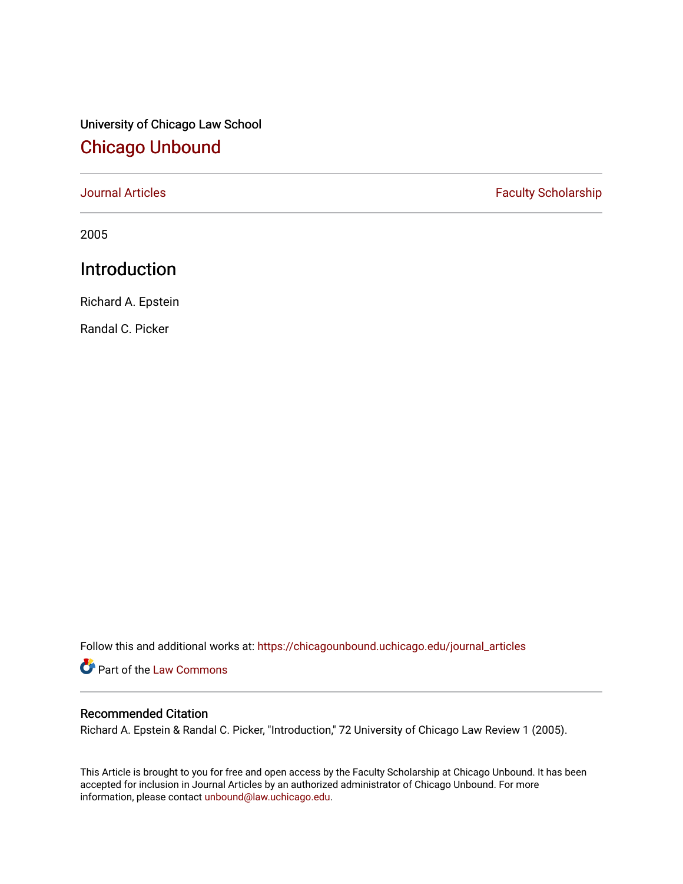University of Chicago Law School

# Chicago Unbound

Journal Articles | Faculty Scholarship

2005

## Introduction

Richard A. Epstein

Randal C. Picker

Follow this and additional works at: https://chicagounbound.uchicago.edu/journal_articles

Part of the Law Commons

### Recommended Citation

Richard A. Epstein & Randal C. Picker, "Introduction," 72 University of Chicago Law Review 1 (2005).

This Article is brought to you for free and open access by the Faculty Scholarship at Chicago Unbound. It has been accepted for inclusion in Journal Articles by an authorized administrator of Chicago Unbound. For more information, please contact unbound@law.uchicago.edu.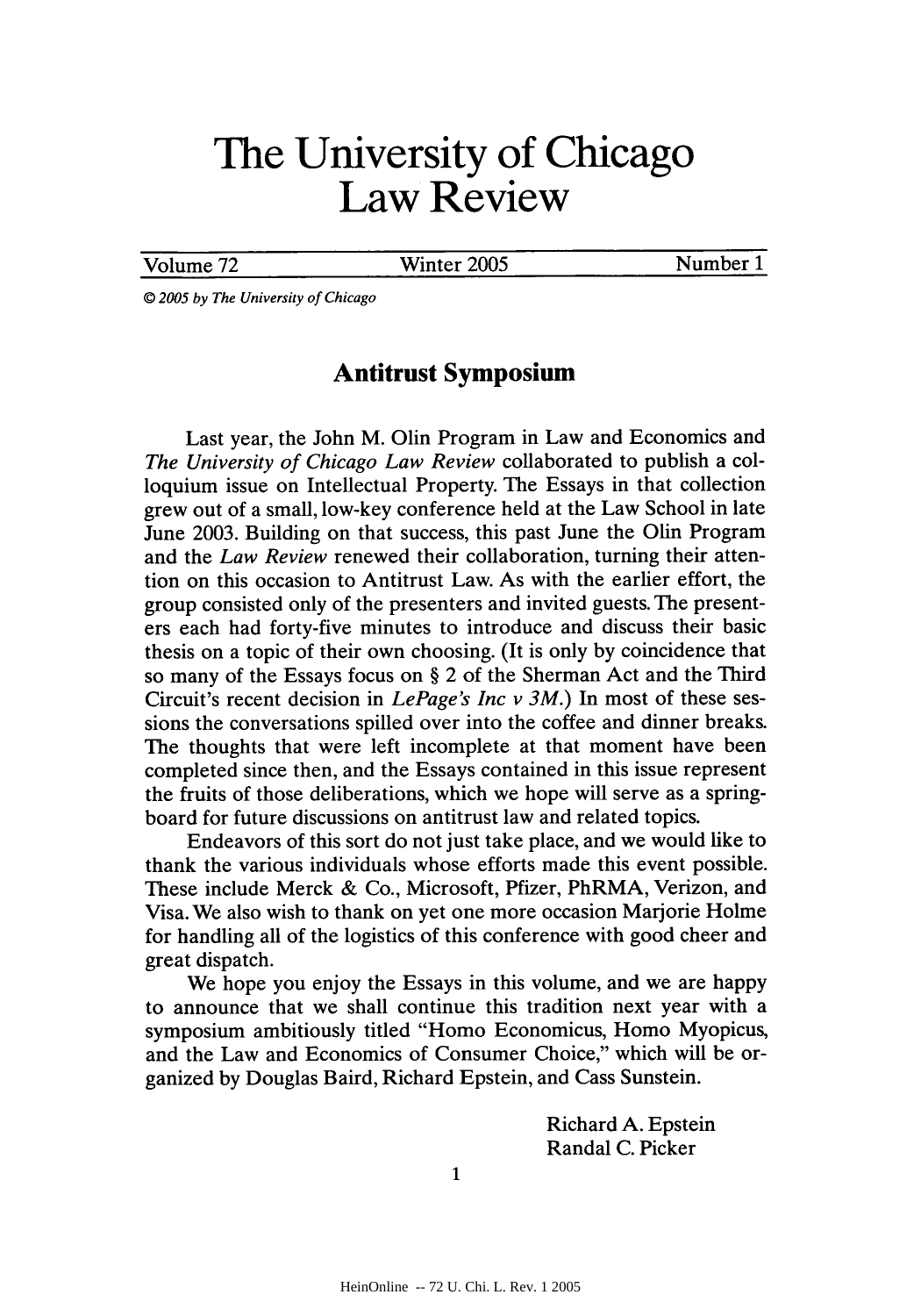# The University of Chicago Law Review

Volume 72 | Winter 2005 | Number 1

© 2005 by The University of Chicago

## Antitrust Symposium

Last year, the John M. Olin Program in Law and Economics and *The University of Chicago Law Review* collaborated to publish a colloquium issue on Intellectual Property. The Essays in that collection grew out of a small, low-key conference held at the Law School in late June 2003. Building on that success, this past June the Olin Program and the *Law Review* renewed their collaboration, turning their attention on this occasion to Antitrust Law. As with the earlier effort, the group consisted only of the presenters and invited guests. The presenters each had forty-five minutes to introduce and discuss their basic thesis on a topic of their own choosing. (It is only by coincidence that so many of the Essays focus on § 2 of the Sherman Act and the Third Circuit's recent decision in *LePage's Inc v 3M*.) In most of these sessions the conversations spilled over into the coffee and dinner breaks. The thoughts that were left incomplete at that moment have been completed since then, and the Essays contained in this issue represent the fruits of those deliberations, which we hope will serve as a springboard for future discussions on antitrust law and related topics.

Endeavors of this sort do not just take place, and we would like to thank the various individuals whose efforts made this event possible. These include Merck & Co., Microsoft, Pfizer, PhRMA, Verizon, and Visa. We also wish to thank on yet one more occasion Marjorie Holme for handling all of the logistics of this conference with good cheer and great dispatch.

We hope you enjoy the Essays in this volume, and we are happy to announce that we shall continue this tradition next year with a symposium ambitiously titled "Homo Economicus, Homo Myopicus, and the Law and Economics of Consumer Choice," which will be organized by Douglas Baird, Richard Epstein, and Cass Sunstein.

Richard A. Epstein
Randal C. Picker